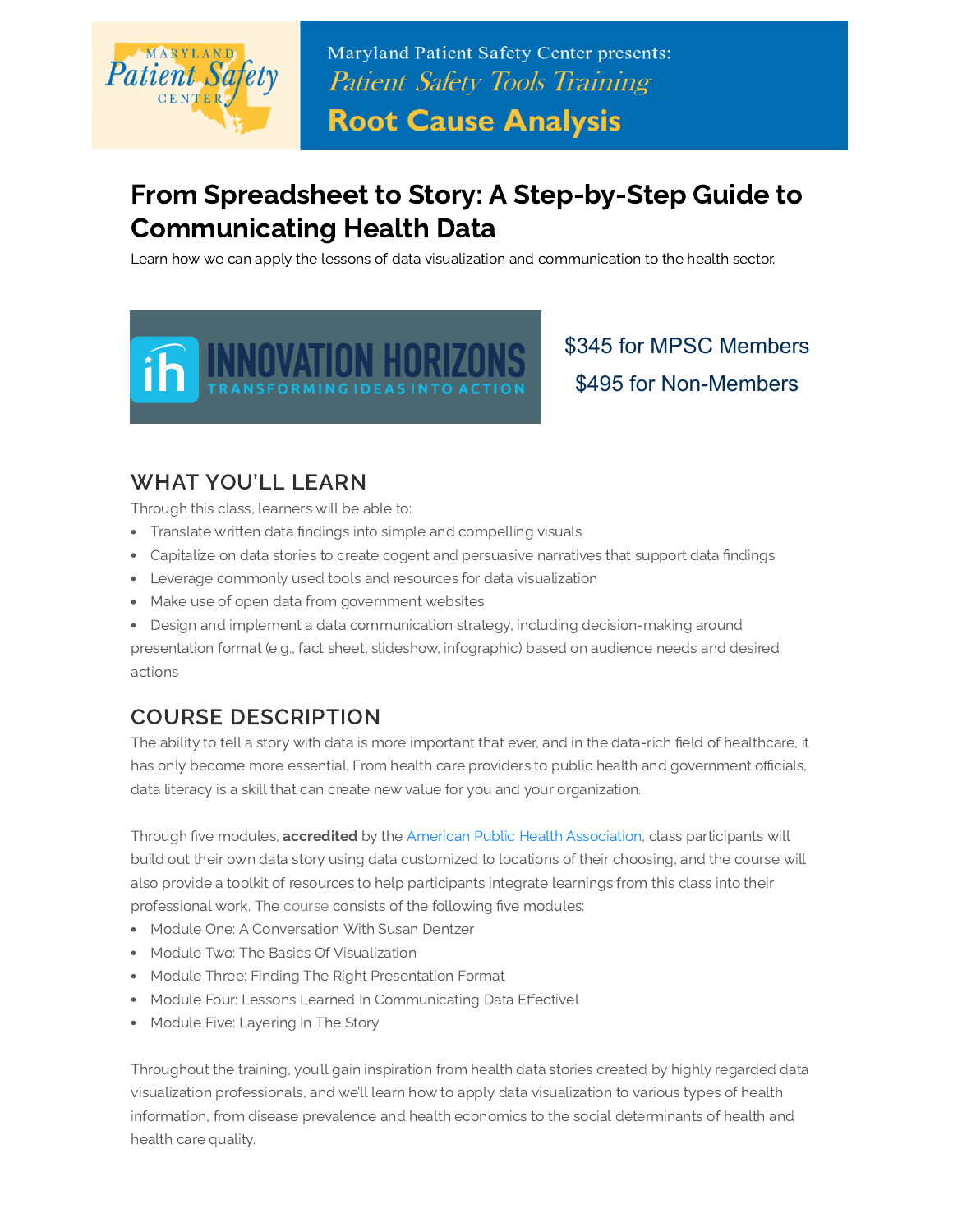Maryland Patient Safety Center presents:

*Patient Safety Tools Training*

**Root Cause Analysis**

# From Spreadsheet to Story: A Step-by-Step Guide to Communicating Health Data

Learn how we can apply the lessons of data visualization and communication to the health sector.

INNOVATION HORIZONS
TRANSFORMING IDEAS INTO ACTION

$345 for MPSC Members

$495 for Non-Members

## WHAT YOU'LL LEARN

Through this class, learners will be able to:

- Translate written data findings into simple and compelling visuals
- Capitalize on data stories to create cogent and persuasive narratives that support data findings
- Leverage commonly used tools and resources for data visualization
- Make use of open data from government websites
- Design and implement a data communication strategy, including decision-making around presentation format (e.g., fact sheet, slideshow, infographic) based on audience needs and desired actions

## COURSE DESCRIPTION

The ability to tell a story with data is more important that ever, and in the data-rich field of healthcare, it has only become more essential. From health care providers to public health and government officials, data literacy is a skill that can create new value for you and your organization.

Through five modules, **accredited** by the American Public Health Association, class participants will build out their own data story using data customized to locations of their choosing, and the course will also provide a toolkit of resources to help participants integrate learnings from this class into their professional work. The course consists of the following five modules:

- Module One: A Conversation With Susan Dentzer
- Module Two: The Basics Of Visualization
- Module Three: Finding The Right Presentation Format
- Module Four: Lessons Learned In Communicating Data Effectivel
- Module Five: Layering In The Story

Throughout the training, you'll gain inspiration from health data stories created by highly regarded data visualization professionals, and we'll learn how to apply data visualization to various types of health information, from disease prevalence and health economics to the social determinants of health and health care quality.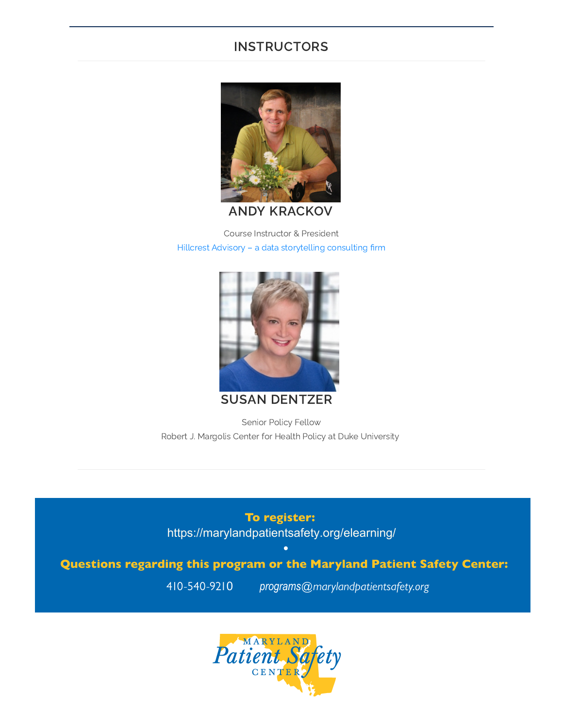## INSTRUCTORS

### ANDY KRACKOV

Course Instructor & President

Hillcrest Advisory – a data storytelling consulting firm

### SUSAN DENTZER

Senior Policy Fellow

Robert J. Margolis Center for Health Policy at Duke University

**To register:**

https://marylandpatientsafety.org/elearning/

•

**Questions regarding this program or the Maryland Patient Safety Center:**

410-540-9210 *programs@marylandpatientsafety.org*

MARYLAND Patient Safety CENTER